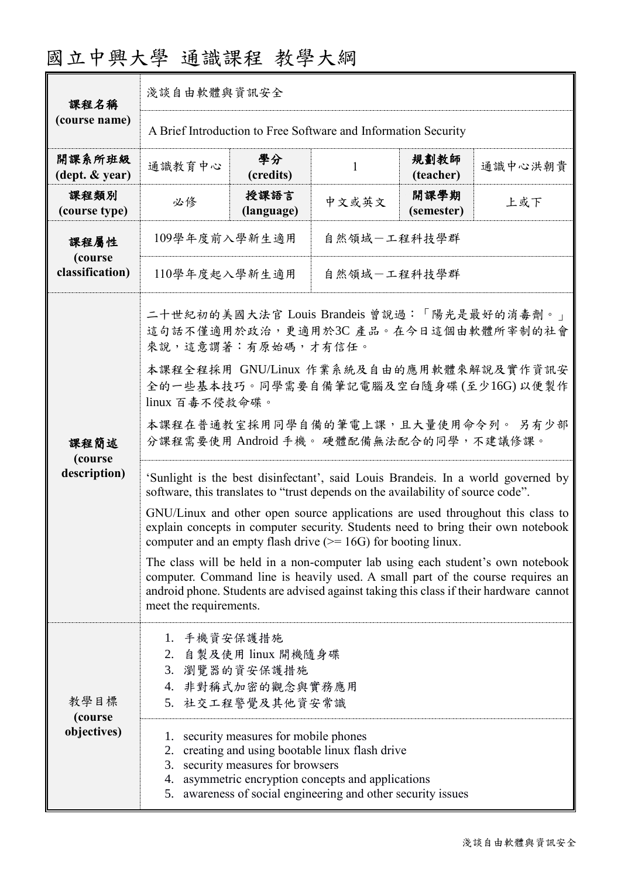# 國立中興大學 通識課程 教學大綱

| 課程名稱 (course name) | 淺談自由軟體與資訊安全 | | | | |
|---|---|---|---|---|---|
| | A Brief Introduction to Free Software and Information Security | | | | |
| 開課系所班級 (dept. & year) | 通識教育中心 | 學分 (credits) | 1 | 規劃教師 (teacher) | 通識中心洪朝貴 |
| 課程類別 (course type) | 必修 | 授課語言 (language) | 中文或英文 | 開課學期 (semester) | 上或下 |
| 課程屬性 (course classification) | 109學年度前入學新生適用 | | 自然領域－工程科技學群 | | |
| | 110學年度起入學新生適用 | | 自然領域－工程科技學群 | | |
| 課程簡述 (course description) | 二十世紀初的美國大法官 Louis Brandeis 曾說過：「陽光是最好的消毒劑。」這句話不僅適用於政治，更適用於3C 產品。在今日這個由軟體所宰制的社會來說，這意謂著：有原始碼，才有信任。<br><br>本課程全程採用 GNU/Linux 作業系統及自由的應用軟體來解說及實作資訊安全的一些基本技巧。同學需要自備筆記電腦及空白隨身碟 (至少16G) 以便製作 linux 百毒不侵救命碟。<br><br>本課程在普通教室採用同學自備的筆電上課，且大量使用命令列。 另有少部分課程需要使用 Android 手機。 硬體配備無法配合的同學，不建議修課。 | | | | |
| | 'Sunlight is the best disinfectant', said Louis Brandeis. In a world governed by software, this translates to "trust depends on the availability of source code".<br><br>GNU/Linux and other open source applications are used throughout this class to explain concepts in computer security. Students need to bring their own notebook computer and an empty flash drive (>= 16G) for booting linux.<br><br>The class will be held in a non-computer lab using each student's own notebook computer. Command line is heavily used. A small part of the course requires an android phone. Students are advised against taking this class if their hardware cannot meet the requirements. | | | | |
| 教學目標 (course objectives) | 1. 手機資安保護措施<br>2. 自製及使用 linux 開機隨身碟<br>3. 瀏覽器的資安保護措施<br>4. 非對稱式加密的觀念與實務應用<br>5. 社交工程警覺及其他資安常識 | | | | |
| | 1. security measures for mobile phones<br>2. creating and using bootable linux flash drive<br>3. security measures for browsers<br>4. asymmetric encryption concepts and applications<br>5. awareness of social engineering and other security issues | | | | |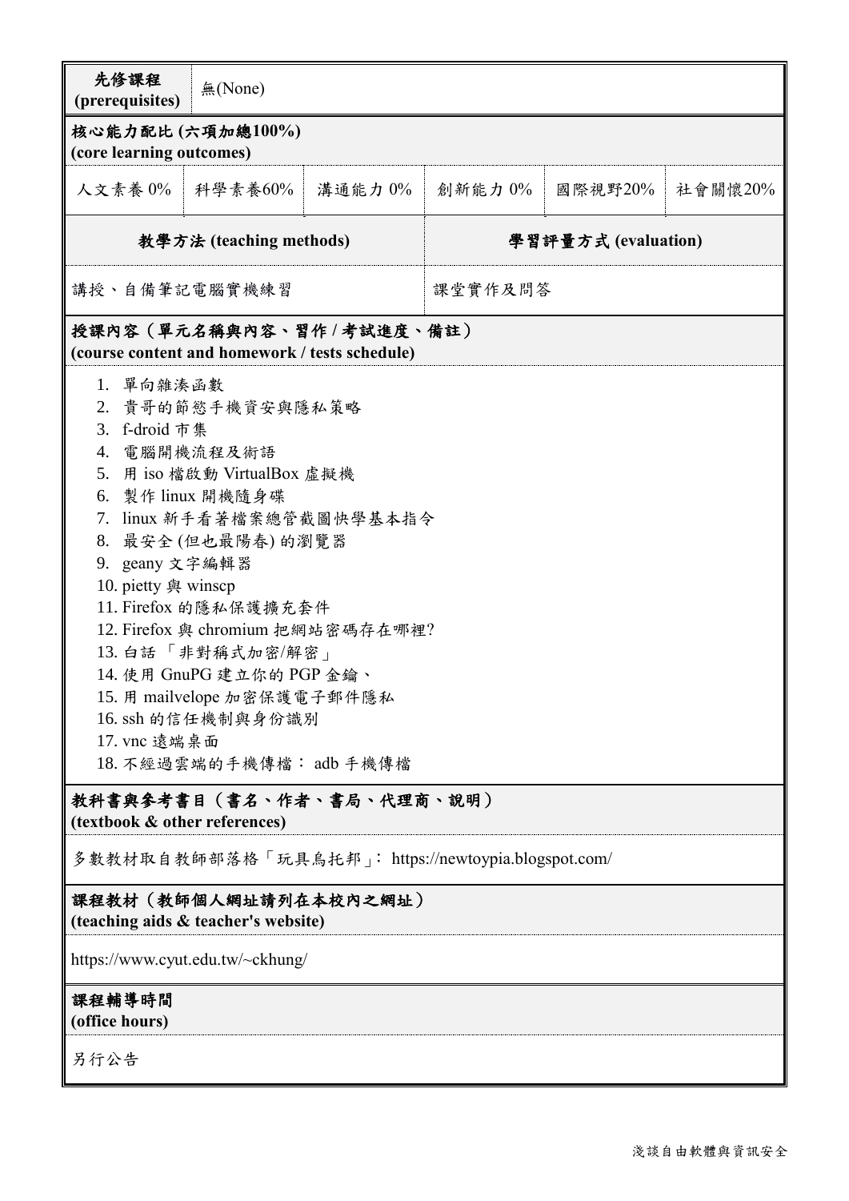| 先修課程 (prerequisites) | 無(None) | | | | |
|---|---|---|---|---|---|
| **核心能力配比 (六項加總100%) (core learning outcomes)** | | | | | |
| 人文素養 0% | 科學素養60% | 溝通能力 0% | 創新能力 0% | 國際視野20% | 社會關懷20% |

| 教學方法 (teaching methods) | 學習評量方式 (evaluation) |
|---|---|
| 講授、自備筆記電腦實機練習 | 課堂實作及問答 |

**授課內容（單元名稱與內容、習作 / 考試進度、備註）**
**(course content and homework / tests schedule)**

1. 單向雜湊函數
2. 貴哥的節慾手機資安與隱私策略
3. f-droid 市集
4. 電腦開機流程及術語
5. 用 iso 檔啟動 VirtualBox 虛擬機
6. 製作 linux 開機隨身碟
7. linux 新手看著檔案總管截圖快學基本指令
8. 最安全 (但也最陽春) 的瀏覽器
9. geany 文字編輯器
10. pietty 與 winscp
11. Firefox 的隱私保護擴充套件
12. Firefox 與 chromium 把網站密碼存在哪裡?
13. 白話 「非對稱式加密/解密」
14. 使用 GnuPG 建立你的 PGP 金鑰、
15. 用 mailvelope 加密保護電子郵件隱私
16. ssh 的信任機制與身份識別
17. vnc 遠端桌面
18. 不經過雲端的手機傳檔： adb 手機傳檔

**教科書與參考書目（書名、作者、書局、代理商、說明）**
**(textbook & other references)**

多數教材取自教師部落格「玩具烏托邦」： https://newtoypia.blogspot.com/

**課程教材（教師個人網址請列在本校內之網址）**
**(teaching aids & teacher's website)**

https://www.cyut.edu.tw/~ckhung/

**課程輔導時間**
**(office hours)**

另行公告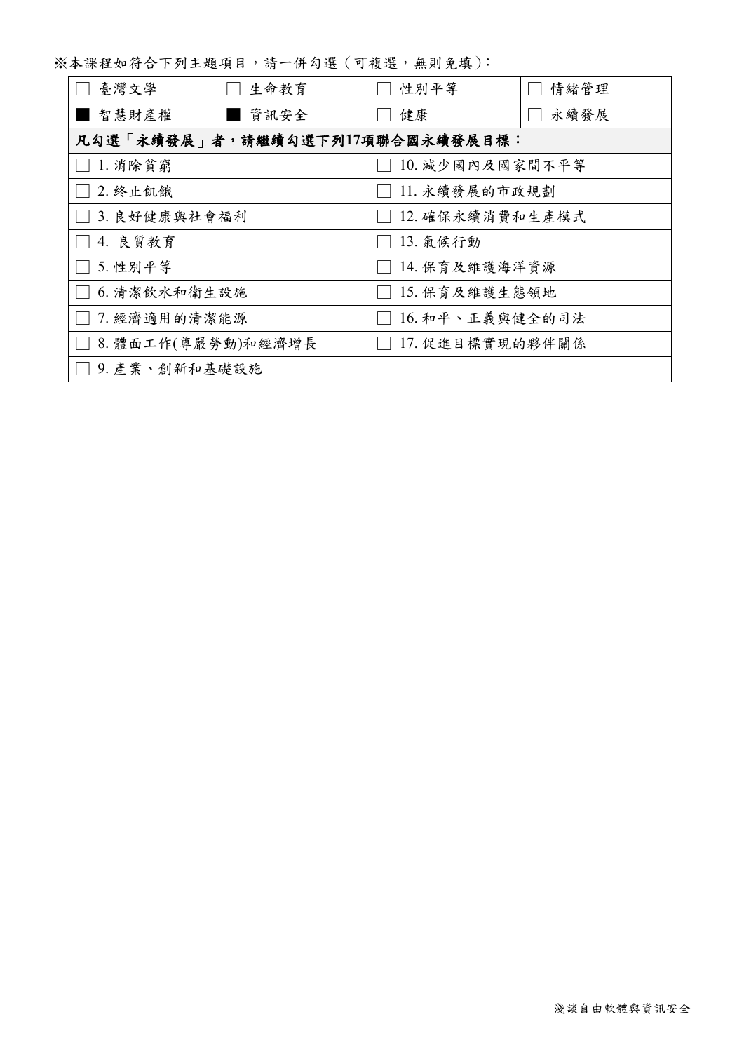※本課程如符合下列主題項目，請一併勾選（可複選，無則免填）:

| | | | |
|---|---|---|---|
| □ 臺灣文學 | □ 生命教育 | □ 性別平等 | □ 情緒管理 |
| ■ 智慧財產權 | ■ 資訊安全 | □ 健康 | □ 永續發展 |

**凡勾選「永續發展」者，請繼續勾選下列17項聯合國永續發展目標：**

| | |
|---|---|
| □ 1. 消除貧窮 | □ 10. 減少國內及國家間不平等 |
| □ 2. 終止飢餓 | □ 11. 永續發展的市政規劃 |
| □ 3. 良好健康與社會福利 | □ 12. 確保永續消費和生產模式 |
| □ 4. 良質教育 | □ 13. 氣候行動 |
| □ 5. 性別平等 | □ 14. 保育及維護海洋資源 |
| □ 6. 清潔飲水和衛生設施 | □ 15. 保育及維護生態領地 |
| □ 7. 經濟適用的清潔能源 | □ 16. 和平、正義與健全的司法 |
| □ 8. 體面工作(尊嚴勞動)和經濟增長 | □ 17. 促進目標實現的夥伴關係 |
| □ 9. 產業、創新和基礎設施 | |